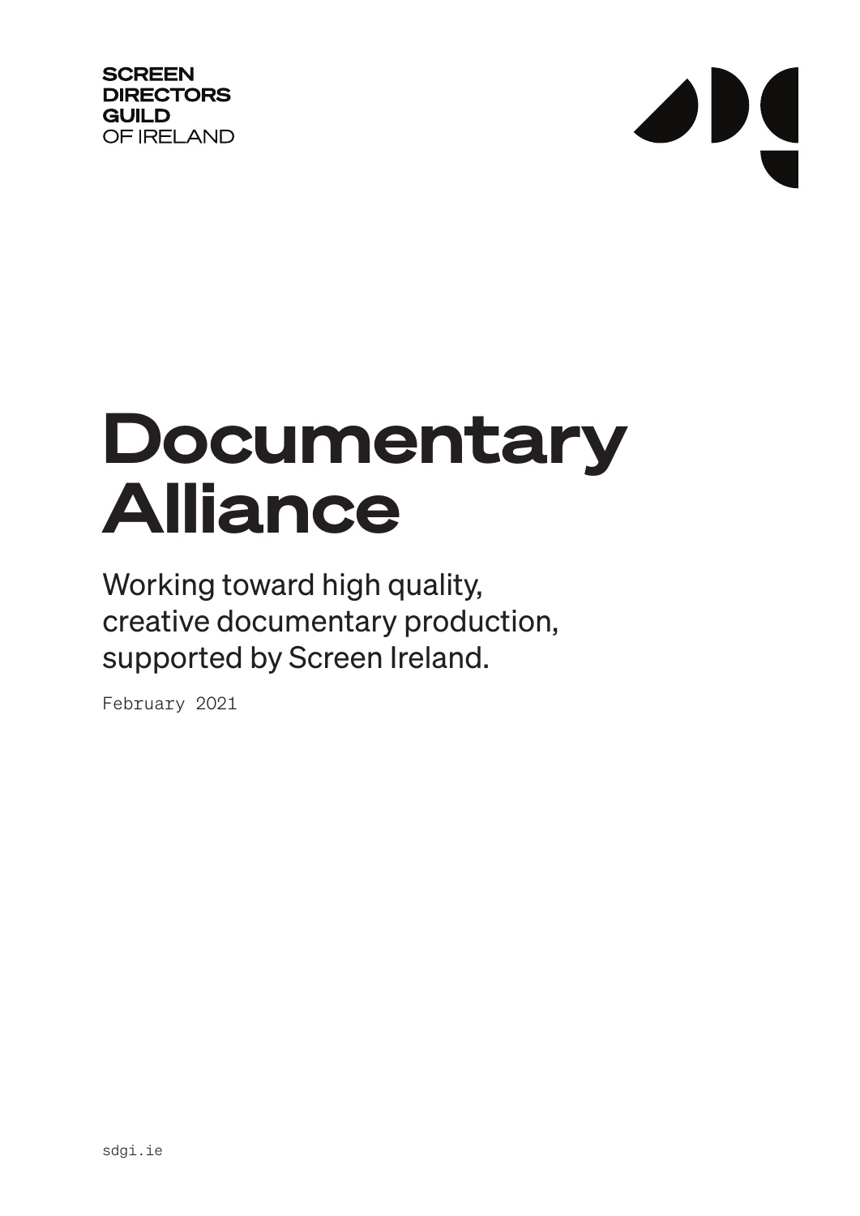SCREEN
DIRECTORS
GUILD
OF IRELAND

# Documentary Alliance

Working toward high quality, creative documentary production, supported by Screen Ireland.

February 2021

sdgi.ie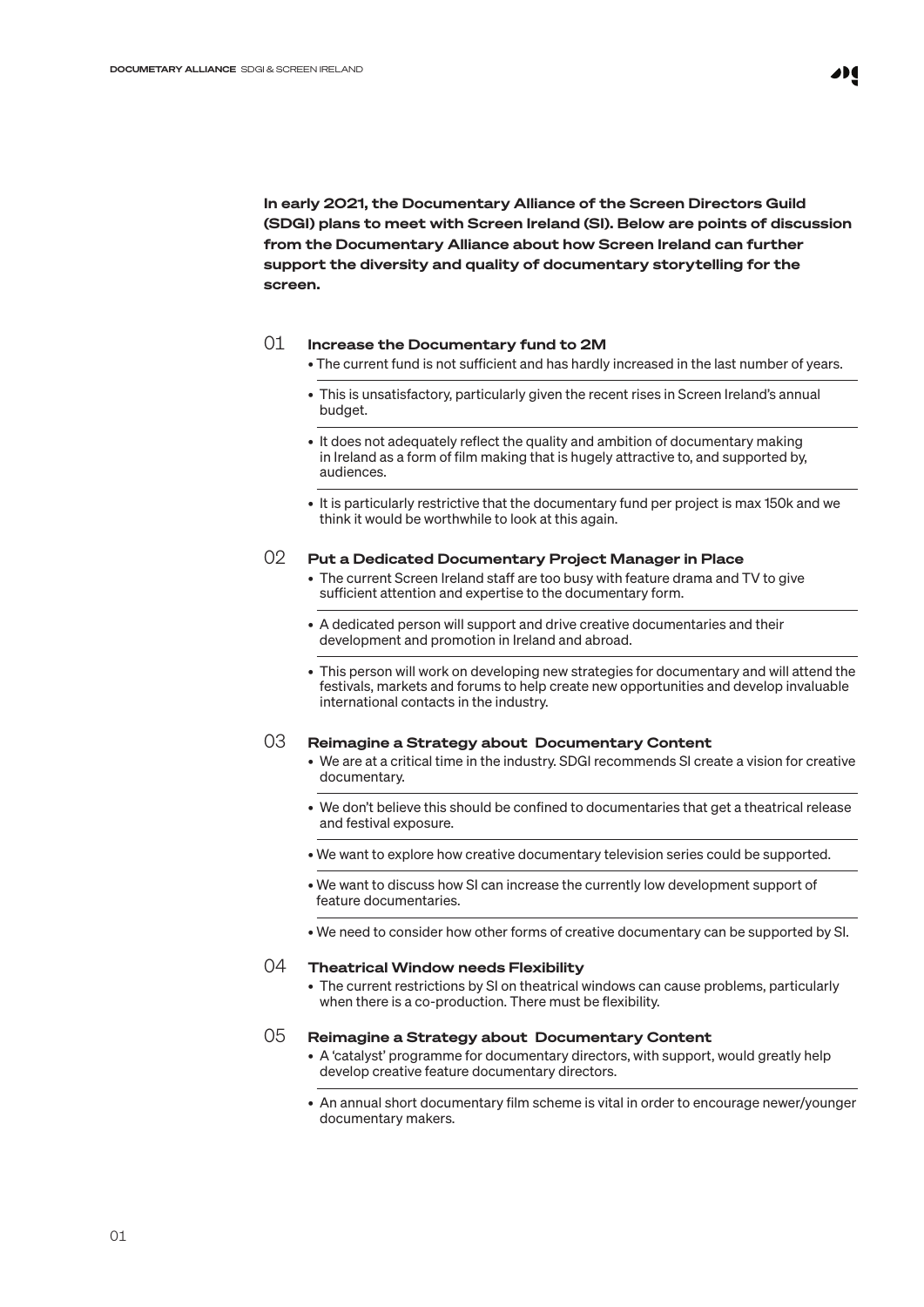**In early 2021, the Documentary Alliance of the Screen Directors Guild (SDGI) plans to meet with Screen Ireland (SI). Below are points of discussion from the Documentary Alliance about how Screen Ireland can further support the diversity and quality of documentary storytelling for the screen.**

## 01 Increase the Documentary fund to 2M

- The current fund is not sufficient and has hardly increased in the last number of years.
- This is unsatisfactory, particularly given the recent rises in Screen Ireland's annual budget.
- It does not adequately reflect the quality and ambition of documentary making in Ireland as a form of film making that is hugely attractive to, and supported by, audiences.
- It is particularly restrictive that the documentary fund per project is max 150k and we think it would be worthwhile to look at this again.

## 02 Put a Dedicated Documentary Project Manager in Place

- The current Screen Ireland staff are too busy with feature drama and TV to give sufficient attention and expertise to the documentary form.
- A dedicated person will support and drive creative documentaries and their development and promotion in Ireland and abroad.
- This person will work on developing new strategies for documentary and will attend the festivals, markets and forums to help create new opportunities and develop invaluable international contacts in the industry.

## 03 Reimagine a Strategy about Documentary Content

- We are at a critical time in the industry. SDGI recommends SI create a vision for creative documentary.
- We don't believe this should be confined to documentaries that get a theatrical release and festival exposure.
- We want to explore how creative documentary television series could be supported.
- We want to discuss how SI can increase the currently low development support of feature documentaries.
- We need to consider how other forms of creative documentary can be supported by SI.

## 04 Theatrical Window needs Flexibility

- The current restrictions by SI on theatrical windows can cause problems, particularly when there is a co-production. There must be flexibility.

## 05 Reimagine a Strategy about Documentary Content

- A 'catalyst' programme for documentary directors, with support, would greatly help develop creative feature documentary directors.
- An annual short documentary film scheme is vital in order to encourage newer/younger documentary makers.